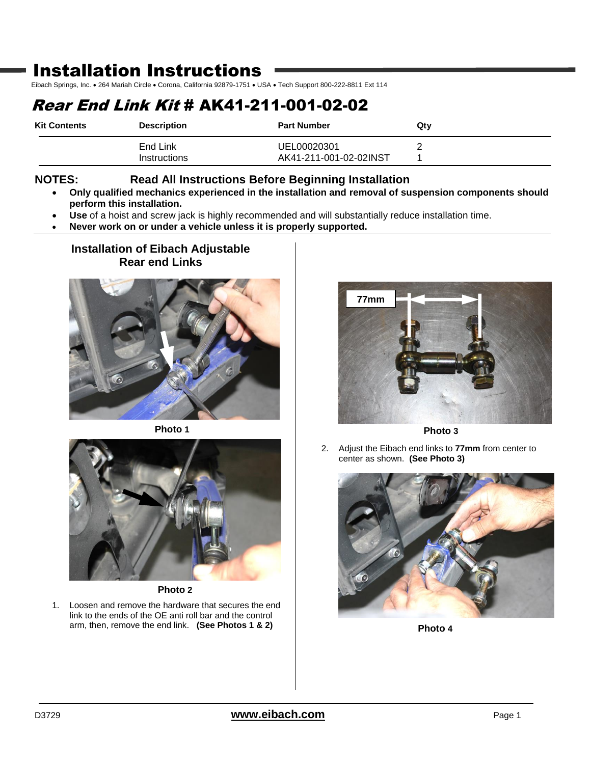# Installation Instructions

Eibach Springs, Inc. • 264 Mariah Circle • Corona, California 92879-1751 • USA • Tech Support 800-222-8811 Ext 114

## *Rear End Link Kit* # AK41-211-001-02-02

| Kit Contents | Description | Part Number | Qty |
|---|---|---|---|
| | End Link | UEL00020301 | 2 |
| | Instructions | AK41-211-001-02-02INST | 1 |

**NOTES: Read All Instructions Before Beginning Installation**

- **Only qualified mechanics experienced in the installation and removal of suspension components should perform this installation.**
- **Use** of a hoist and screw jack is highly recommended and will substantially reduce installation time.
- **Never work on or under a vehicle unless it is properly supported.**

### Installation of Eibach Adjustable Rear end Links

**Photo 1**

**Photo 2**

1. Loosen and remove the hardware that secures the end link to the ends of the OE anti roll bar and the control arm, then, remove the end link. **(See Photos 1 & 2)**

77mm

**Photo 3**

2. Adjust the Eibach end links to **77mm** from center to center as shown. **(See Photo 3)**

**Photo 4**

D3729

**www.eibach.com**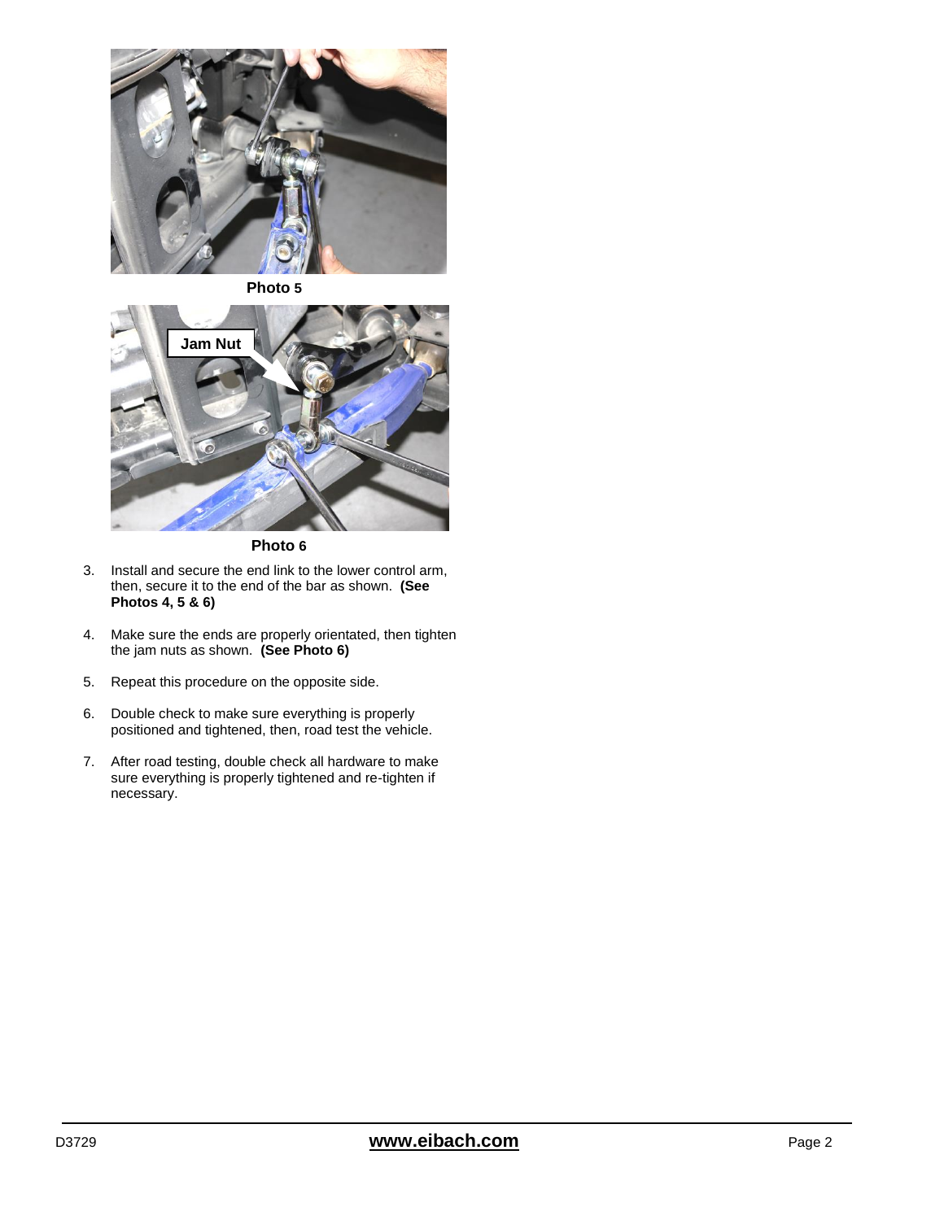Photo 5

Jam Nut

Photo 6

3. Install and secure the end link to the lower control arm, then, secure it to the end of the bar as shown. **(See Photos 4, 5 & 6)**

4. Make sure the ends are properly orientated, then tighten the jam nuts as shown. **(See Photo 6)**

5. Repeat this procedure on the opposite side.

6. Double check to make sure everything is properly positioned and tightened, then, road test the vehicle.

7. After road testing, double check all hardware to make sure everything is properly tightened and re-tighten if necessary.